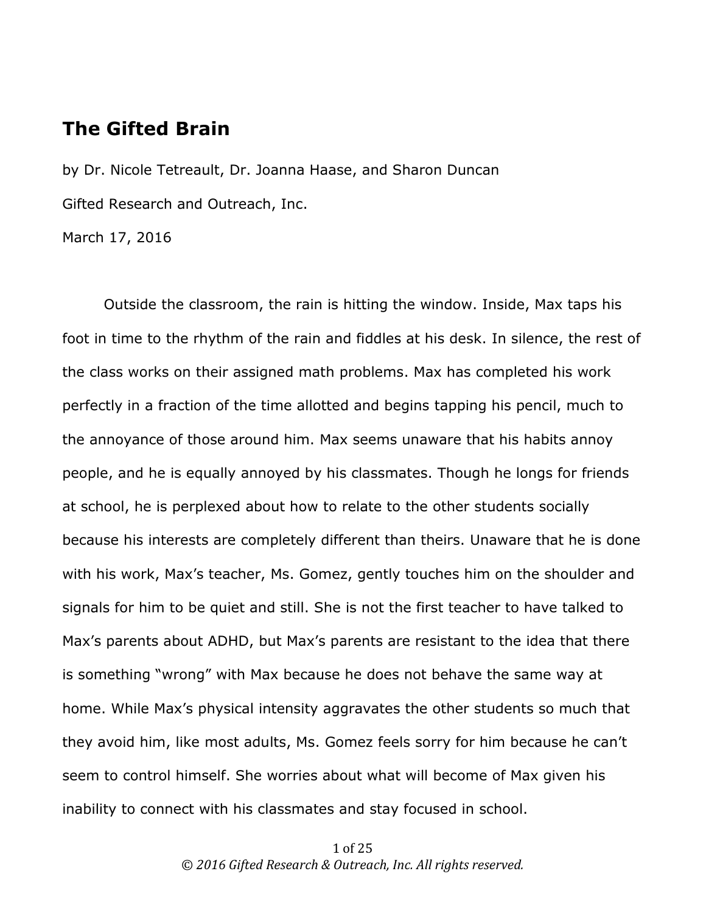# The Gifted Brain

by Dr. Nicole Tetreault, Dr. Joanna Haase, and Sharon Duncan

Gifted Research and Outreach, Inc.

March 17, 2016

Outside the classroom, the rain is hitting the window. Inside, Max taps his foot in time to the rhythm of the rain and fiddles at his desk. In silence, the rest of the class works on their assigned math problems. Max has completed his work perfectly in a fraction of the time allotted and begins tapping his pencil, much to the annoyance of those around him. Max seems unaware that his habits annoy people, and he is equally annoyed by his classmates. Though he longs for friends at school, he is perplexed about how to relate to the other students socially because his interests are completely different than theirs. Unaware that he is done with his work, Max's teacher, Ms. Gomez, gently touches him on the shoulder and signals for him to be quiet and still. She is not the first teacher to have talked to Max's parents about ADHD, but Max's parents are resistant to the idea that there is something "wrong" with Max because he does not behave the same way at home. While Max's physical intensity aggravates the other students so much that they avoid him, like most adults, Ms. Gomez feels sorry for him because he can't seem to control himself. She worries about what will become of Max given his inability to connect with his classmates and stay focused in school.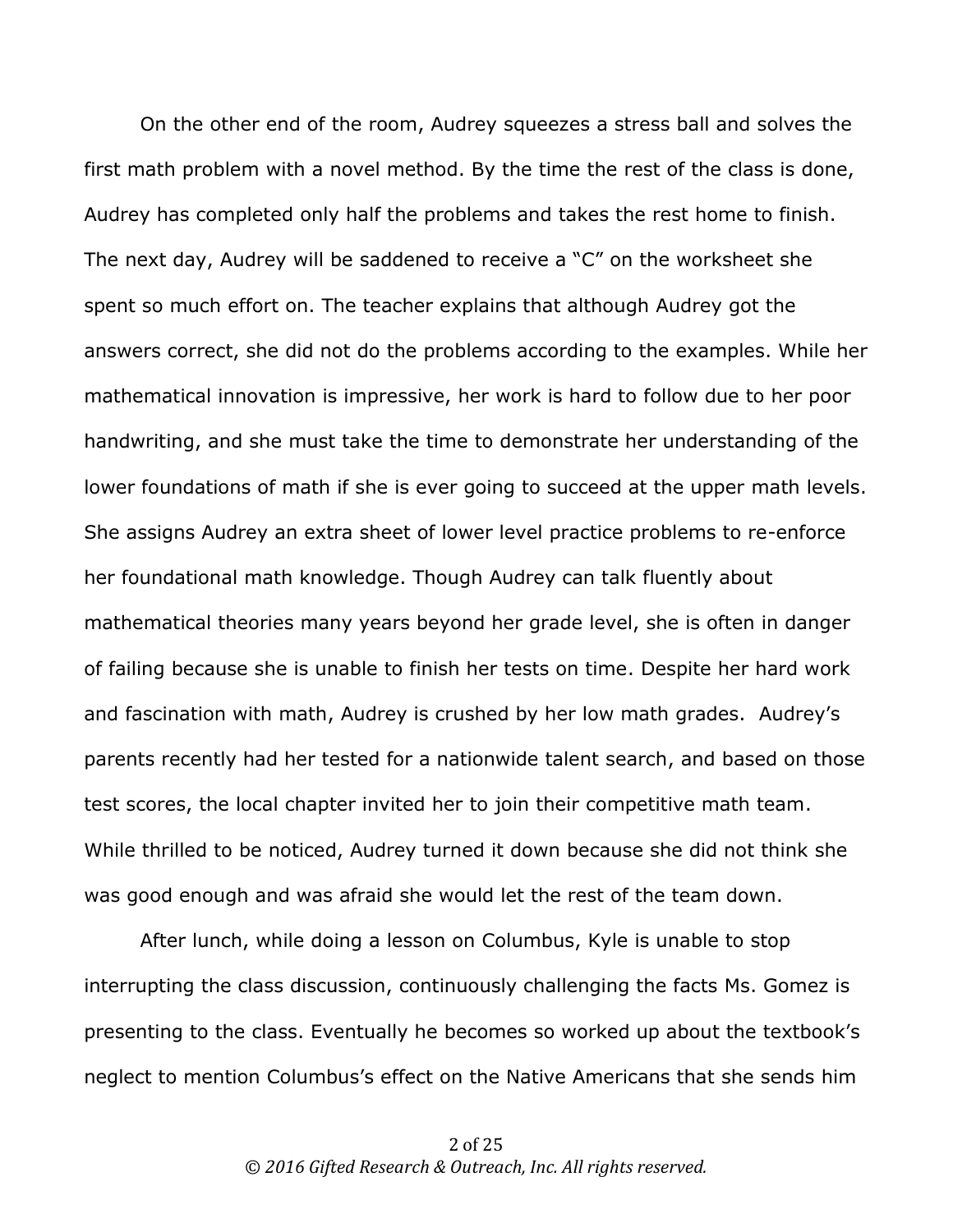On the other end of the room, Audrey squeezes a stress ball and solves the first math problem with a novel method. By the time the rest of the class is done, Audrey has completed only half the problems and takes the rest home to finish. The next day, Audrey will be saddened to receive a "C" on the worksheet she spent so much effort on. The teacher explains that although Audrey got the answers correct, she did not do the problems according to the examples. While her mathematical innovation is impressive, her work is hard to follow due to her poor handwriting, and she must take the time to demonstrate her understanding of the lower foundations of math if she is ever going to succeed at the upper math levels. She assigns Audrey an extra sheet of lower level practice problems to re-enforce her foundational math knowledge. Though Audrey can talk fluently about mathematical theories many years beyond her grade level, she is often in danger of failing because she is unable to finish her tests on time. Despite her hard work and fascination with math, Audrey is crushed by her low math grades. Audrey's parents recently had her tested for a nationwide talent search, and based on those test scores, the local chapter invited her to join their competitive math team. While thrilled to be noticed, Audrey turned it down because she did not think she was good enough and was afraid she would let the rest of the team down.

After lunch, while doing a lesson on Columbus, Kyle is unable to stop interrupting the class discussion, continuously challenging the facts Ms. Gomez is presenting to the class. Eventually he becomes so worked up about the textbook's neglect to mention Columbus's effect on the Native Americans that she sends him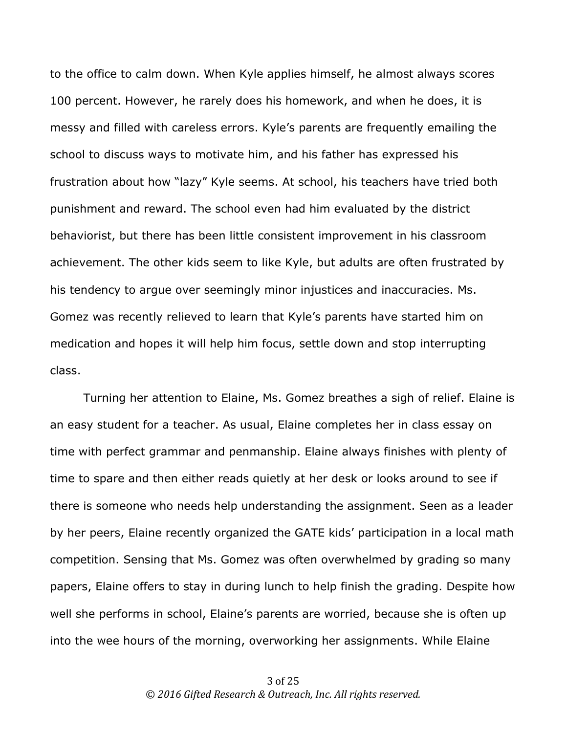to the office to calm down. When Kyle applies himself, he almost always scores 100 percent. However, he rarely does his homework, and when he does, it is messy and filled with careless errors. Kyle's parents are frequently emailing the school to discuss ways to motivate him, and his father has expressed his frustration about how "lazy" Kyle seems. At school, his teachers have tried both punishment and reward. The school even had him evaluated by the district behaviorist, but there has been little consistent improvement in his classroom achievement. The other kids seem to like Kyle, but adults are often frustrated by his tendency to argue over seemingly minor injustices and inaccuracies. Ms. Gomez was recently relieved to learn that Kyle's parents have started him on medication and hopes it will help him focus, settle down and stop interrupting class.

Turning her attention to Elaine, Ms. Gomez breathes a sigh of relief. Elaine is an easy student for a teacher. As usual, Elaine completes her in class essay on time with perfect grammar and penmanship. Elaine always finishes with plenty of time to spare and then either reads quietly at her desk or looks around to see if there is someone who needs help understanding the assignment. Seen as a leader by her peers, Elaine recently organized the GATE kids' participation in a local math competition. Sensing that Ms. Gomez was often overwhelmed by grading so many papers, Elaine offers to stay in during lunch to help finish the grading. Despite how well she performs in school, Elaine's parents are worried, because she is often up into the wee hours of the morning, overworking her assignments. While Elaine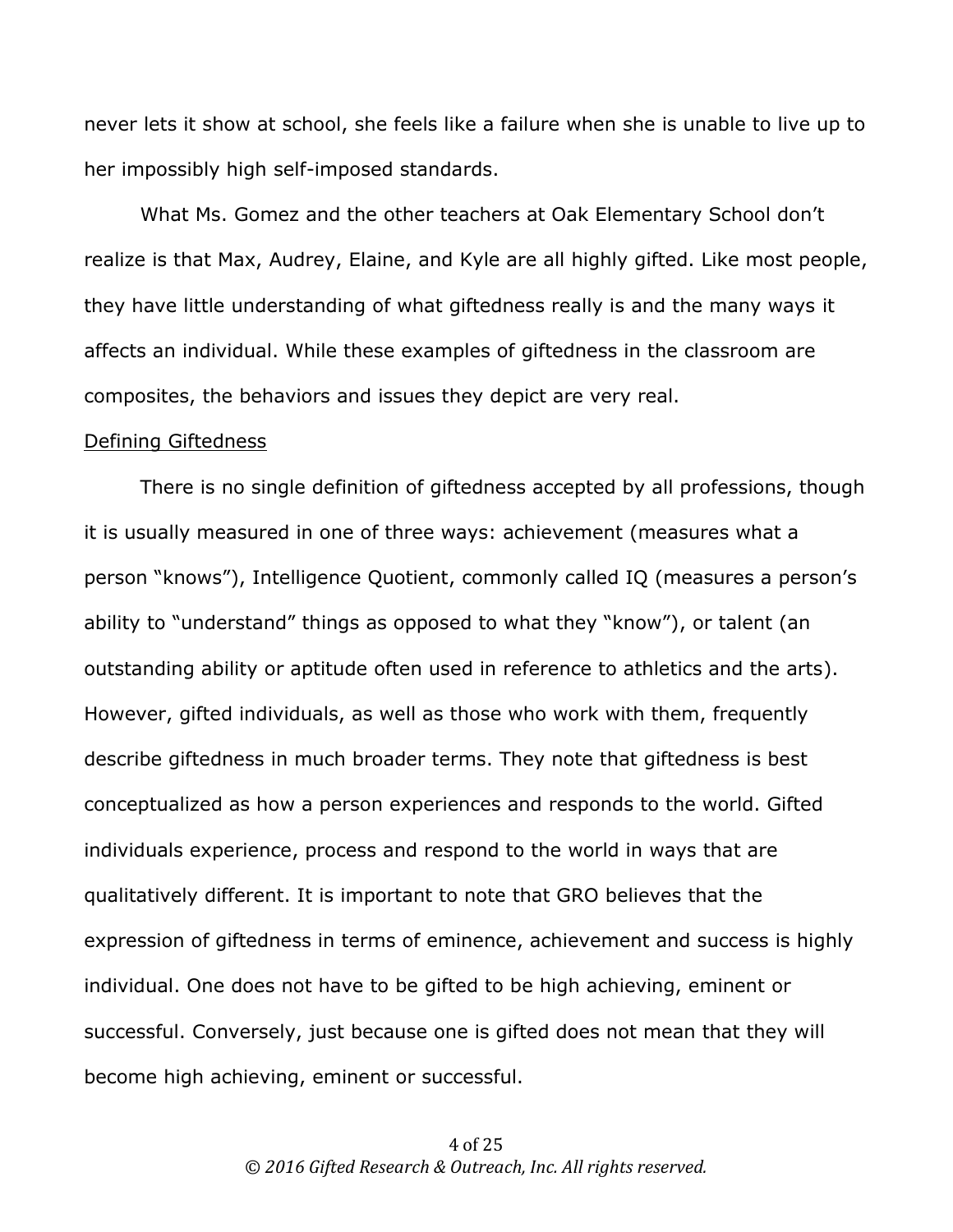never lets it show at school, she feels like a failure when she is unable to live up to her impossibly high self-imposed standards.

What Ms. Gomez and the other teachers at Oak Elementary School don't realize is that Max, Audrey, Elaine, and Kyle are all highly gifted. Like most people, they have little understanding of what giftedness really is and the many ways it affects an individual. While these examples of giftedness in the classroom are composites, the behaviors and issues they depict are very real.

## Defining Giftedness

There is no single definition of giftedness accepted by all professions, though it is usually measured in one of three ways: achievement (measures what a person "knows"), Intelligence Quotient, commonly called IQ (measures a person's ability to "understand" things as opposed to what they "know"), or talent (an outstanding ability or aptitude often used in reference to athletics and the arts). However, gifted individuals, as well as those who work with them, frequently describe giftedness in much broader terms. They note that giftedness is best conceptualized as how a person experiences and responds to the world. Gifted individuals experience, process and respond to the world in ways that are qualitatively different. It is important to note that GRO believes that the expression of giftedness in terms of eminence, achievement and success is highly individual. One does not have to be gifted to be high achieving, eminent or successful. Conversely, just because one is gifted does not mean that they will become high achieving, eminent or successful.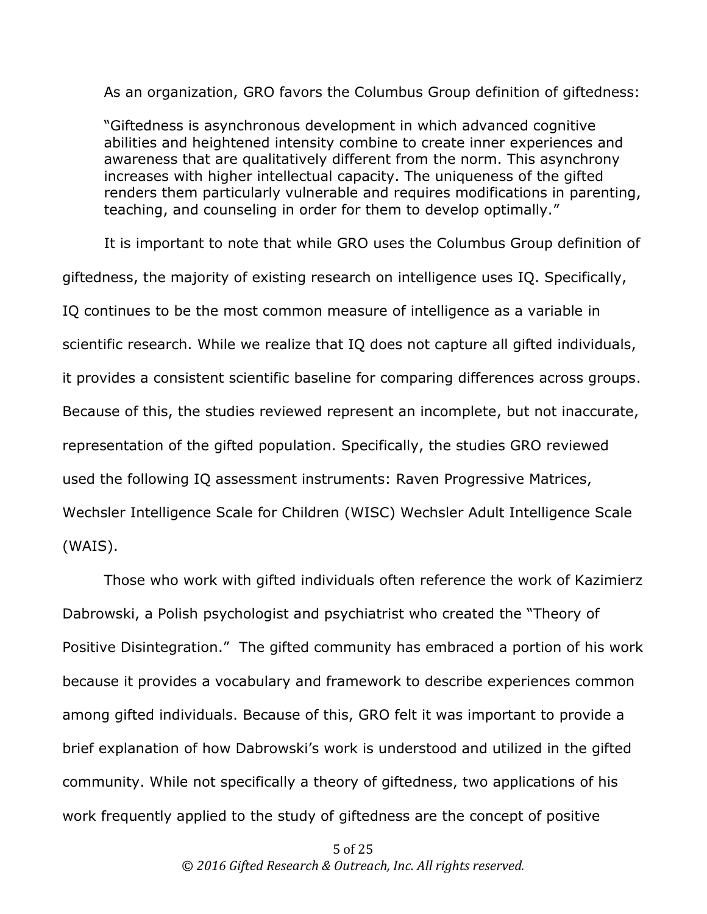As an organization, GRO favors the Columbus Group definition of giftedness:

> "Giftedness is asynchronous development in which advanced cognitive abilities and heightened intensity combine to create inner experiences and awareness that are qualitatively different from the norm. This asynchrony increases with higher intellectual capacity. The uniqueness of the gifted renders them particularly vulnerable and requires modifications in parenting, teaching, and counseling in order for them to develop optimally."

It is important to note that while GRO uses the Columbus Group definition of giftedness, the majority of existing research on intelligence uses IQ. Specifically, IQ continues to be the most common measure of intelligence as a variable in scientific research. While we realize that IQ does not capture all gifted individuals, it provides a consistent scientific baseline for comparing differences across groups. Because of this, the studies reviewed represent an incomplete, but not inaccurate, representation of the gifted population. Specifically, the studies GRO reviewed used the following IQ assessment instruments: Raven Progressive Matrices, Wechsler Intelligence Scale for Children (WISC) Wechsler Adult Intelligence Scale (WAIS).

Those who work with gifted individuals often reference the work of Kazimierz Dabrowski, a Polish psychologist and psychiatrist who created the "Theory of Positive Disintegration." The gifted community has embraced a portion of his work because it provides a vocabulary and framework to describe experiences common among gifted individuals. Because of this, GRO felt it was important to provide a brief explanation of how Dabrowski's work is understood and utilized in the gifted community. While not specifically a theory of giftedness, two applications of his work frequently applied to the study of giftedness are the concept of positive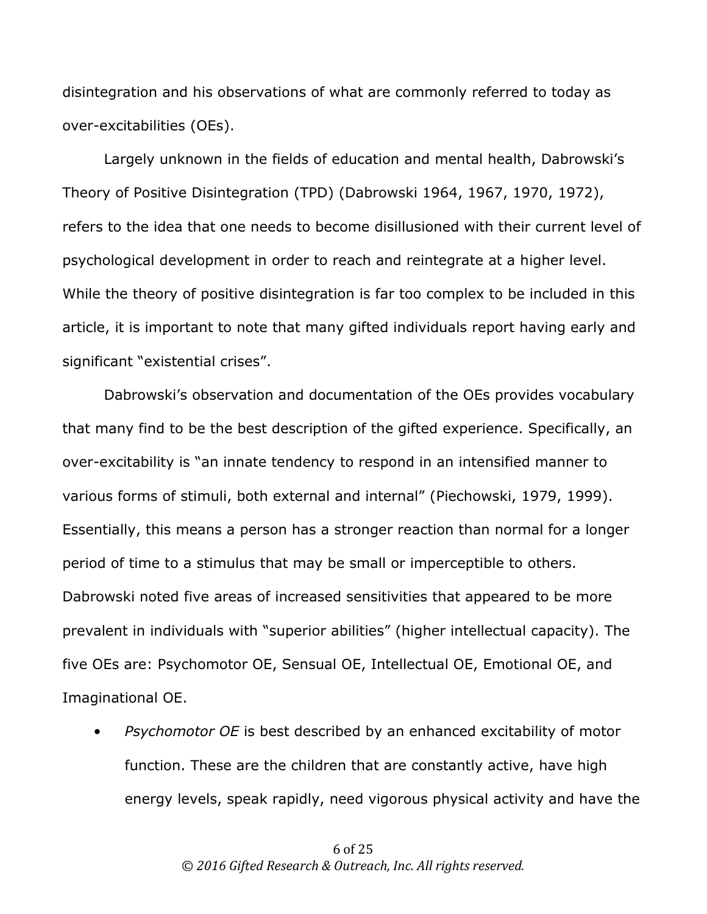disintegration and his observations of what are commonly referred to today as over-excitabilities (OEs).

Largely unknown in the fields of education and mental health, Dabrowski's Theory of Positive Disintegration (TPD) (Dabrowski 1964, 1967, 1970, 1972), refers to the idea that one needs to become disillusioned with their current level of psychological development in order to reach and reintegrate at a higher level. While the theory of positive disintegration is far too complex to be included in this article, it is important to note that many gifted individuals report having early and significant "existential crises".

Dabrowski's observation and documentation of the OEs provides vocabulary that many find to be the best description of the gifted experience. Specifically, an over-excitability is "an innate tendency to respond in an intensified manner to various forms of stimuli, both external and internal" (Piechowski, 1979, 1999). Essentially, this means a person has a stronger reaction than normal for a longer period of time to a stimulus that may be small or imperceptible to others. Dabrowski noted five areas of increased sensitivities that appeared to be more prevalent in individuals with "superior abilities" (higher intellectual capacity). The five OEs are: Psychomotor OE, Sensual OE, Intellectual OE, Emotional OE, and Imaginational OE.

- *Psychomotor OE* is best described by an enhanced excitability of motor function. These are the children that are constantly active, have high energy levels, speak rapidly, need vigorous physical activity and have the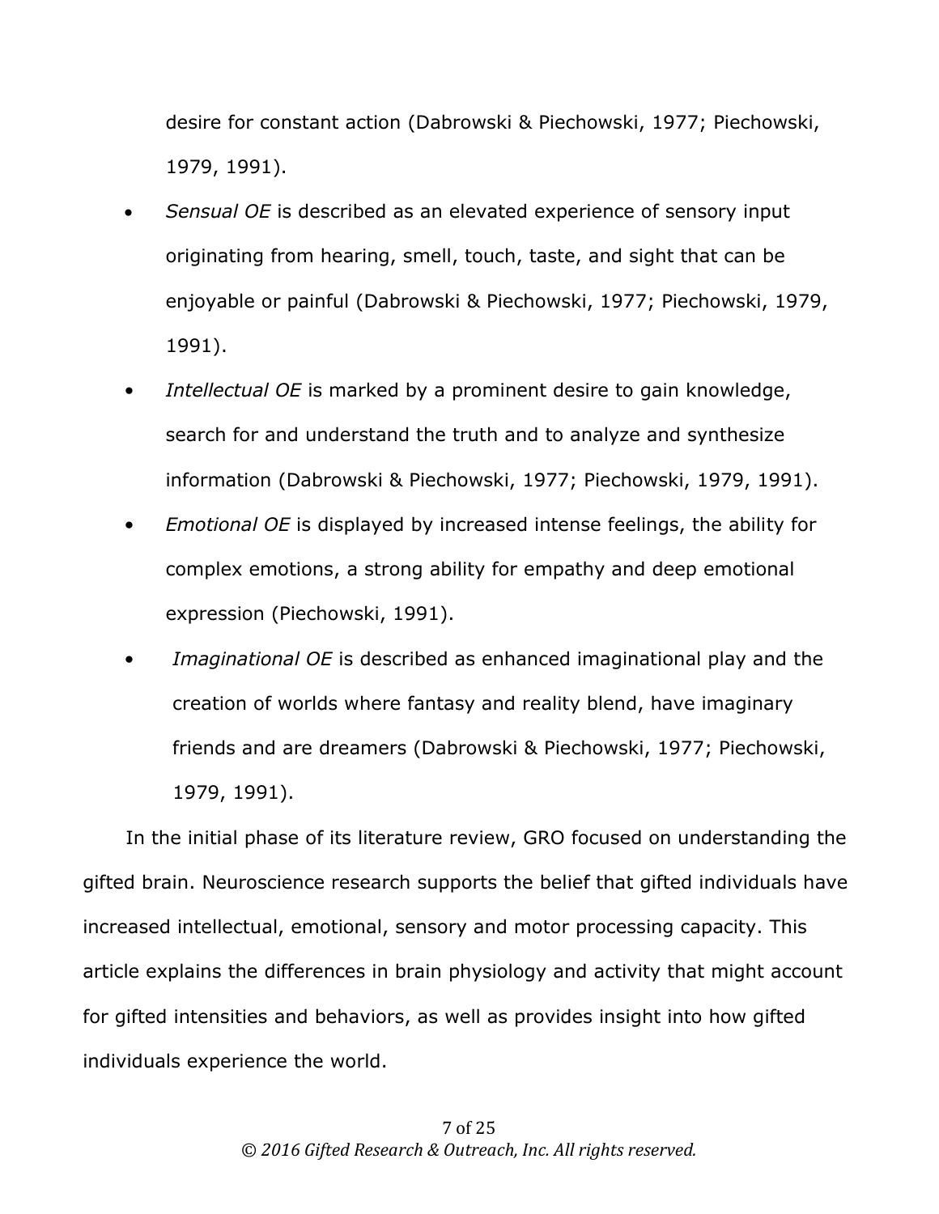desire for constant action (Dabrowski & Piechowski, 1977; Piechowski, 1979, 1991).

- *Sensual OE* is described as an elevated experience of sensory input originating from hearing, smell, touch, taste, and sight that can be enjoyable or painful (Dabrowski & Piechowski, 1977; Piechowski, 1979, 1991).
- *Intellectual OE* is marked by a prominent desire to gain knowledge, search for and understand the truth and to analyze and synthesize information (Dabrowski & Piechowski, 1977; Piechowski, 1979, 1991).
- *Emotional OE* is displayed by increased intense feelings, the ability for complex emotions, a strong ability for empathy and deep emotional expression (Piechowski, 1991).
- *Imaginational OE* is described as enhanced imaginational play and the creation of worlds where fantasy and reality blend, have imaginary friends and are dreamers (Dabrowski & Piechowski, 1977; Piechowski, 1979, 1991).

In the initial phase of its literature review, GRO focused on understanding the gifted brain. Neuroscience research supports the belief that gifted individuals have increased intellectual, emotional, sensory and motor processing capacity. This article explains the differences in brain physiology and activity that might account for gifted intensities and behaviors, as well as provides insight into how gifted individuals experience the world.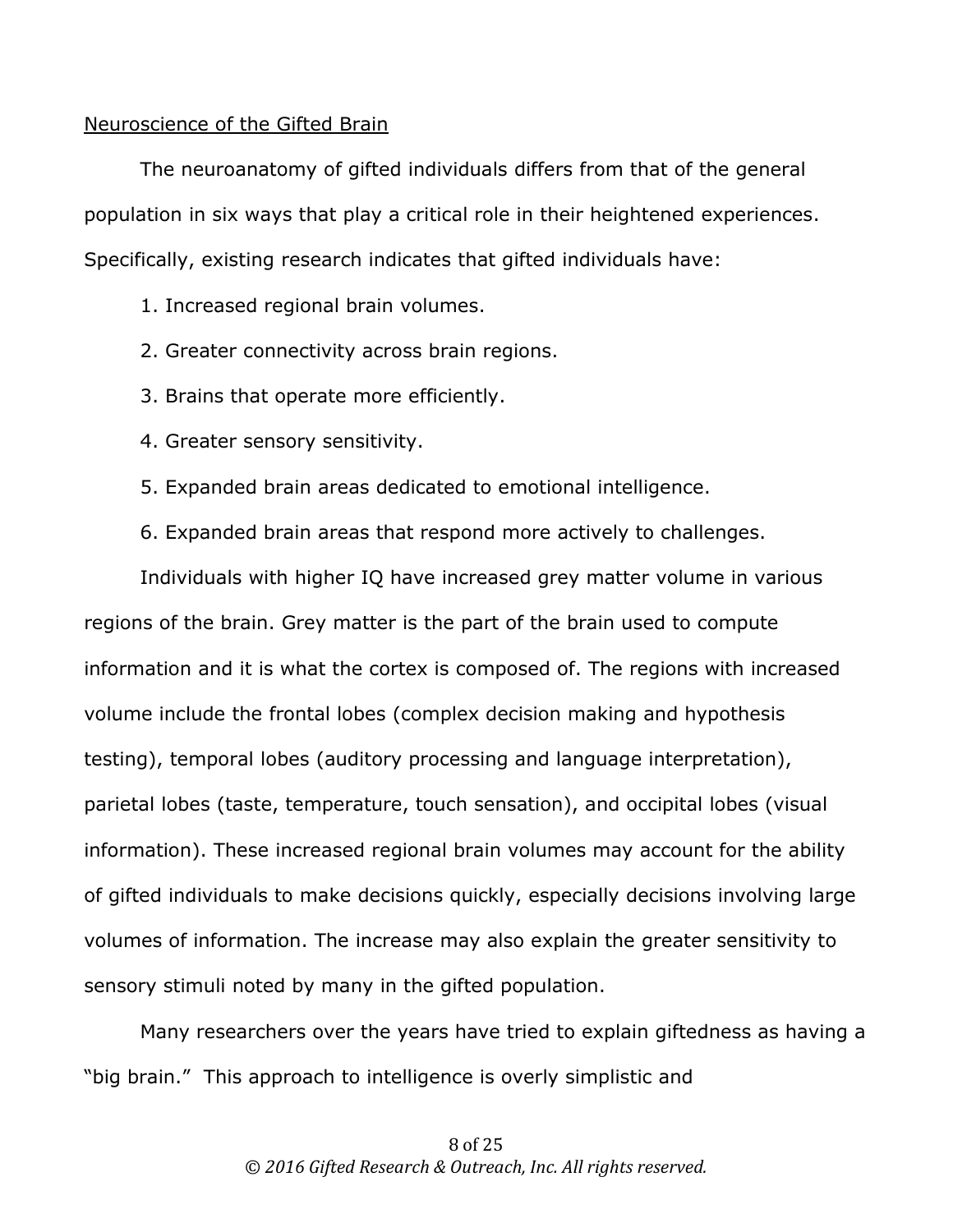## Neuroscience of the Gifted Brain

The neuroanatomy of gifted individuals differs from that of the general population in six ways that play a critical role in their heightened experiences. Specifically, existing research indicates that gifted individuals have:

1. Increased regional brain volumes.
2. Greater connectivity across brain regions.
3. Brains that operate more efficiently.
4. Greater sensory sensitivity.
5. Expanded brain areas dedicated to emotional intelligence.
6. Expanded brain areas that respond more actively to challenges.

Individuals with higher IQ have increased grey matter volume in various regions of the brain. Grey matter is the part of the brain used to compute information and it is what the cortex is composed of. The regions with increased volume include the frontal lobes (complex decision making and hypothesis testing), temporal lobes (auditory processing and language interpretation), parietal lobes (taste, temperature, touch sensation), and occipital lobes (visual information). These increased regional brain volumes may account for the ability of gifted individuals to make decisions quickly, especially decisions involving large volumes of information. The increase may also explain the greater sensitivity to sensory stimuli noted by many in the gifted population.

Many researchers over the years have tried to explain giftedness as having a "big brain." This approach to intelligence is overly simplistic and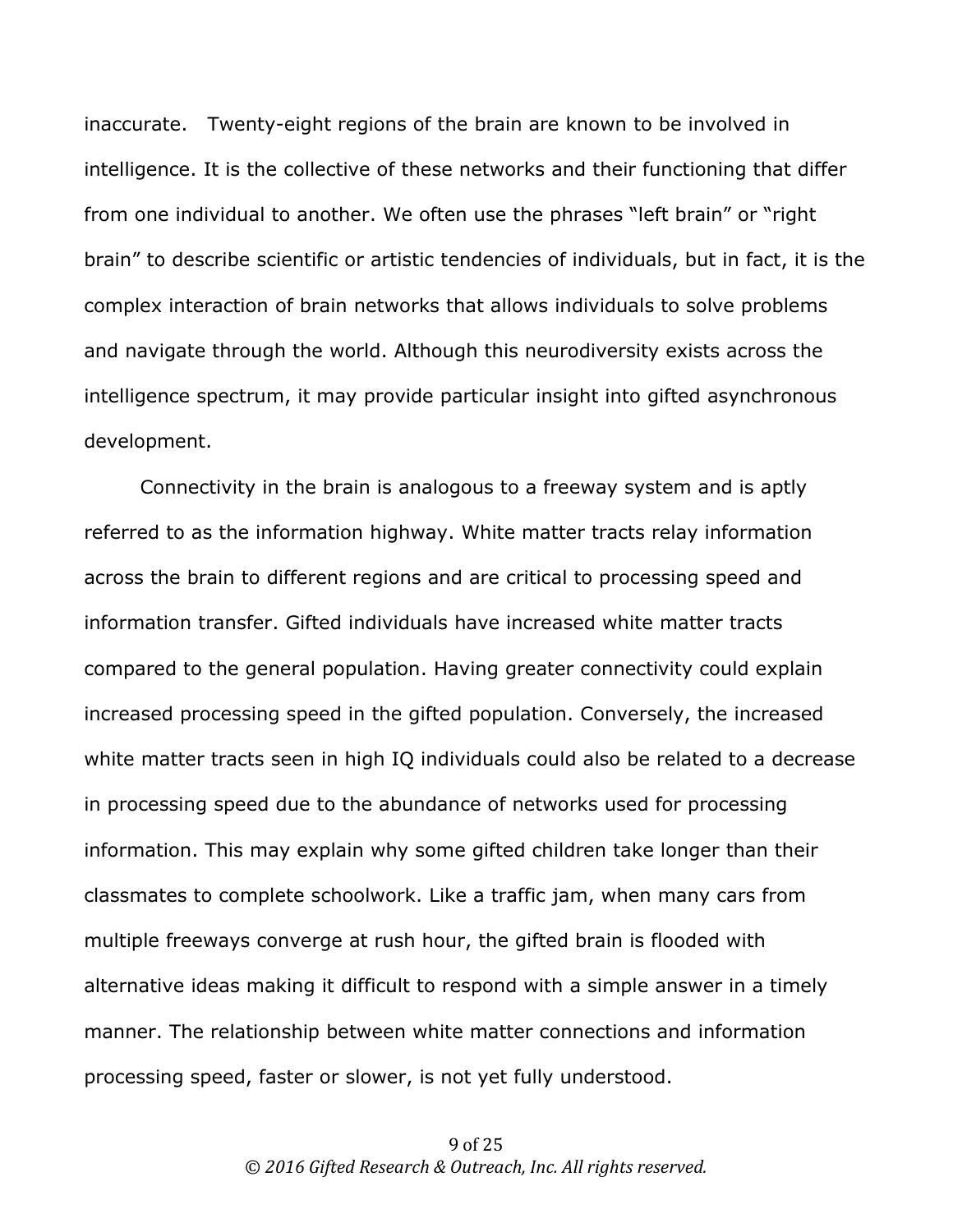inaccurate. Twenty-eight regions of the brain are known to be involved in intelligence. It is the collective of these networks and their functioning that differ from one individual to another. We often use the phrases "left brain" or "right brain" to describe scientific or artistic tendencies of individuals, but in fact, it is the complex interaction of brain networks that allows individuals to solve problems and navigate through the world. Although this neurodiversity exists across the intelligence spectrum, it may provide particular insight into gifted asynchronous development.

Connectivity in the brain is analogous to a freeway system and is aptly referred to as the information highway. White matter tracts relay information across the brain to different regions and are critical to processing speed and information transfer. Gifted individuals have increased white matter tracts compared to the general population. Having greater connectivity could explain increased processing speed in the gifted population. Conversely, the increased white matter tracts seen in high IQ individuals could also be related to a decrease in processing speed due to the abundance of networks used for processing information. This may explain why some gifted children take longer than their classmates to complete schoolwork. Like a traffic jam, when many cars from multiple freeways converge at rush hour, the gifted brain is flooded with alternative ideas making it difficult to respond with a simple answer in a timely manner. The relationship between white matter connections and information processing speed, faster or slower, is not yet fully understood.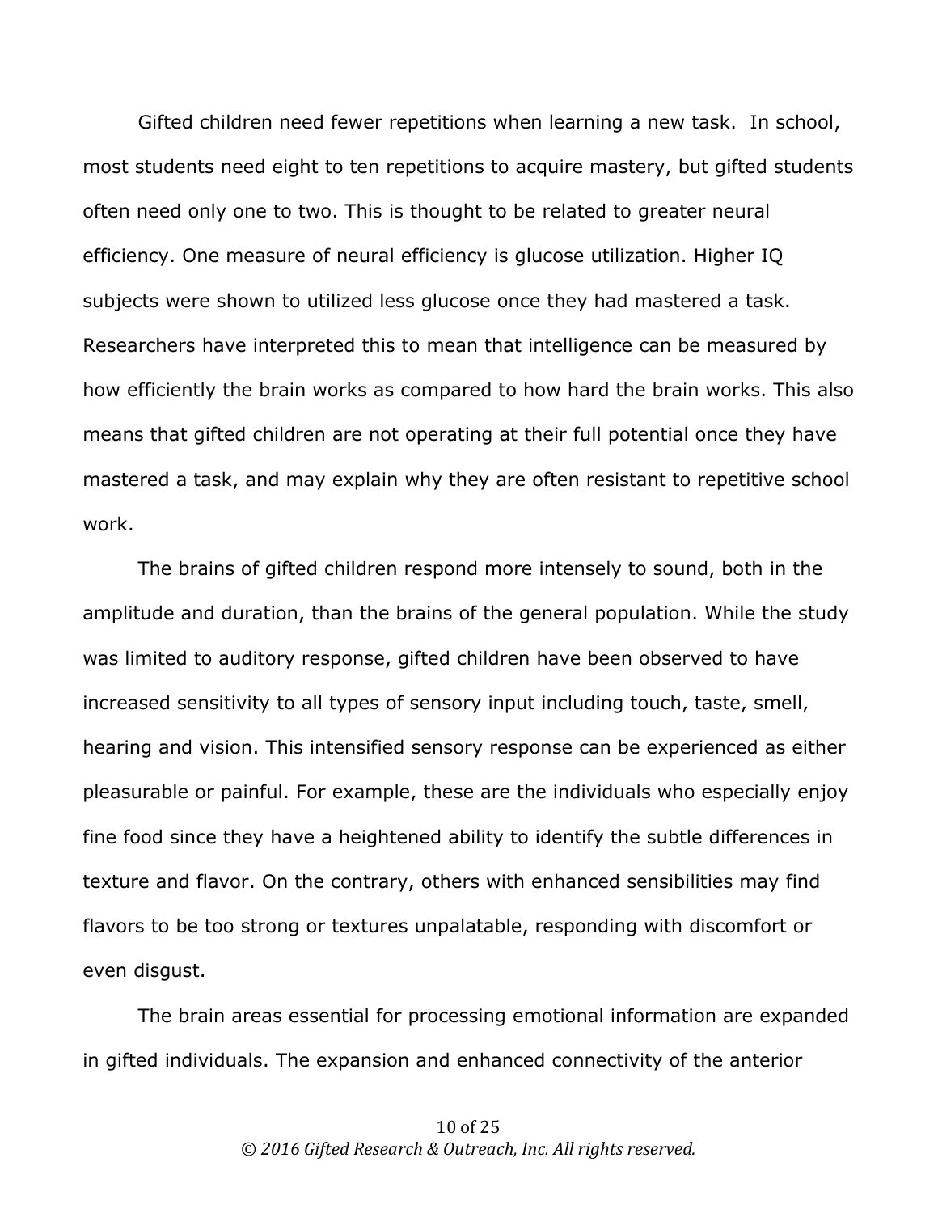Gifted children need fewer repetitions when learning a new task. In school, most students need eight to ten repetitions to acquire mastery, but gifted students often need only one to two. This is thought to be related to greater neural efficiency. One measure of neural efficiency is glucose utilization. Higher IQ subjects were shown to utilized less glucose once they had mastered a task. Researchers have interpreted this to mean that intelligence can be measured by how efficiently the brain works as compared to how hard the brain works. This also means that gifted children are not operating at their full potential once they have mastered a task, and may explain why they are often resistant to repetitive school work.

The brains of gifted children respond more intensely to sound, both in the amplitude and duration, than the brains of the general population. While the study was limited to auditory response, gifted children have been observed to have increased sensitivity to all types of sensory input including touch, taste, smell, hearing and vision. This intensified sensory response can be experienced as either pleasurable or painful. For example, these are the individuals who especially enjoy fine food since they have a heightened ability to identify the subtle differences in texture and flavor. On the contrary, others with enhanced sensibilities may find flavors to be too strong or textures unpalatable, responding with discomfort or even disgust.

The brain areas essential for processing emotional information are expanded in gifted individuals. The expansion and enhanced connectivity of the anterior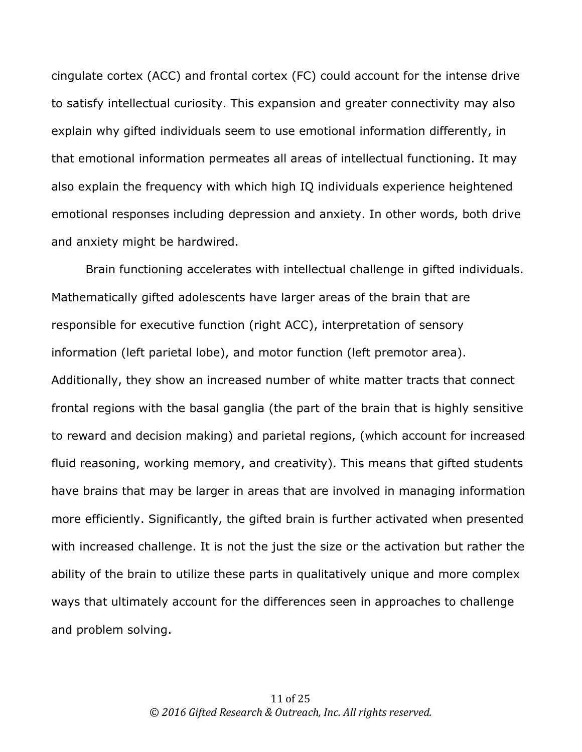cingulate cortex (ACC) and frontal cortex (FC) could account for the intense drive to satisfy intellectual curiosity. This expansion and greater connectivity may also explain why gifted individuals seem to use emotional information differently, in that emotional information permeates all areas of intellectual functioning. It may also explain the frequency with which high IQ individuals experience heightened emotional responses including depression and anxiety. In other words, both drive and anxiety might be hardwired.

Brain functioning accelerates with intellectual challenge in gifted individuals. Mathematically gifted adolescents have larger areas of the brain that are responsible for executive function (right ACC), interpretation of sensory information (left parietal lobe), and motor function (left premotor area). Additionally, they show an increased number of white matter tracts that connect frontal regions with the basal ganglia (the part of the brain that is highly sensitive to reward and decision making) and parietal regions, (which account for increased fluid reasoning, working memory, and creativity). This means that gifted students have brains that may be larger in areas that are involved in managing information more efficiently. Significantly, the gifted brain is further activated when presented with increased challenge. It is not the just the size or the activation but rather the ability of the brain to utilize these parts in qualitatively unique and more complex ways that ultimately account for the differences seen in approaches to challenge and problem solving.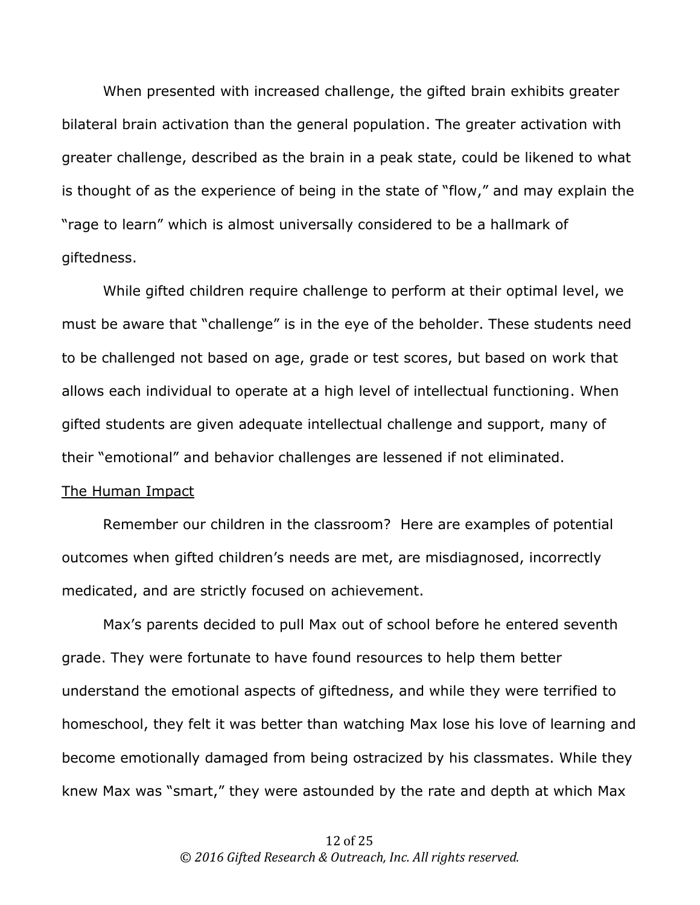When presented with increased challenge, the gifted brain exhibits greater bilateral brain activation than the general population. The greater activation with greater challenge, described as the brain in a peak state, could be likened to what is thought of as the experience of being in the state of "flow," and may explain the "rage to learn" which is almost universally considered to be a hallmark of giftedness.

While gifted children require challenge to perform at their optimal level, we must be aware that "challenge" is in the eye of the beholder. These students need to be challenged not based on age, grade or test scores, but based on work that allows each individual to operate at a high level of intellectual functioning. When gifted students are given adequate intellectual challenge and support, many of their "emotional" and behavior challenges are lessened if not eliminated.

## The Human Impact

Remember our children in the classroom? Here are examples of potential outcomes when gifted children's needs are met, are misdiagnosed, incorrectly medicated, and are strictly focused on achievement.

Max's parents decided to pull Max out of school before he entered seventh grade. They were fortunate to have found resources to help them better understand the emotional aspects of giftedness, and while they were terrified to homeschool, they felt it was better than watching Max lose his love of learning and become emotionally damaged from being ostracized by his classmates. While they knew Max was "smart," they were astounded by the rate and depth at which Max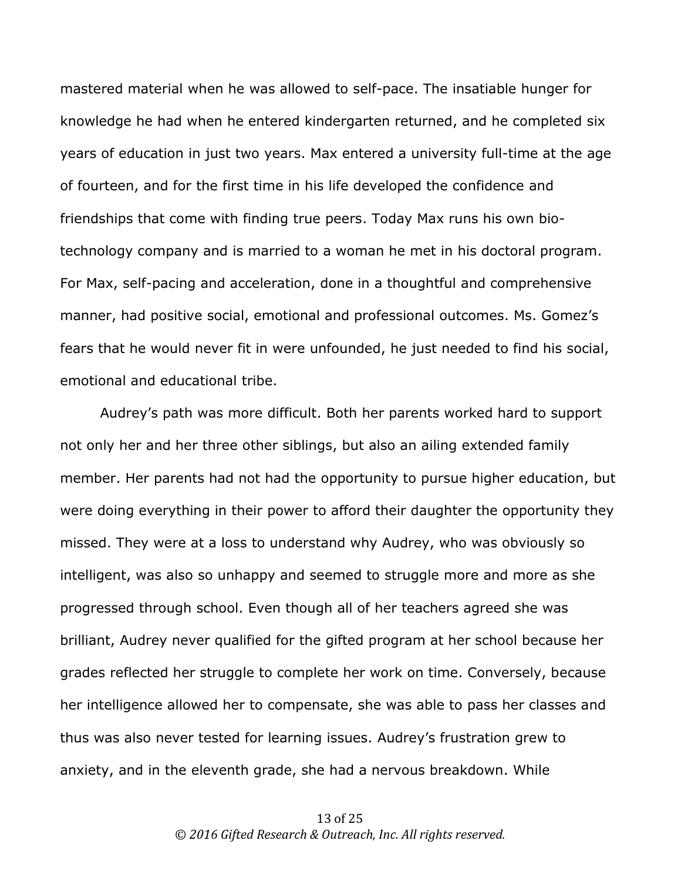mastered material when he was allowed to self-pace. The insatiable hunger for knowledge he had when he entered kindergarten returned, and he completed six years of education in just two years. Max entered a university full-time at the age of fourteen, and for the first time in his life developed the confidence and friendships that come with finding true peers. Today Max runs his own bio-technology company and is married to a woman he met in his doctoral program. For Max, self-pacing and acceleration, done in a thoughtful and comprehensive manner, had positive social, emotional and professional outcomes. Ms. Gomez's fears that he would never fit in were unfounded, he just needed to find his social, emotional and educational tribe.

Audrey's path was more difficult. Both her parents worked hard to support not only her and her three other siblings, but also an ailing extended family member. Her parents had not had the opportunity to pursue higher education, but were doing everything in their power to afford their daughter the opportunity they missed. They were at a loss to understand why Audrey, who was obviously so intelligent, was also so unhappy and seemed to struggle more and more as she progressed through school. Even though all of her teachers agreed she was brilliant, Audrey never qualified for the gifted program at her school because her grades reflected her struggle to complete her work on time. Conversely, because her intelligence allowed her to compensate, she was able to pass her classes and thus was also never tested for learning issues. Audrey's frustration grew to anxiety, and in the eleventh grade, she had a nervous breakdown. While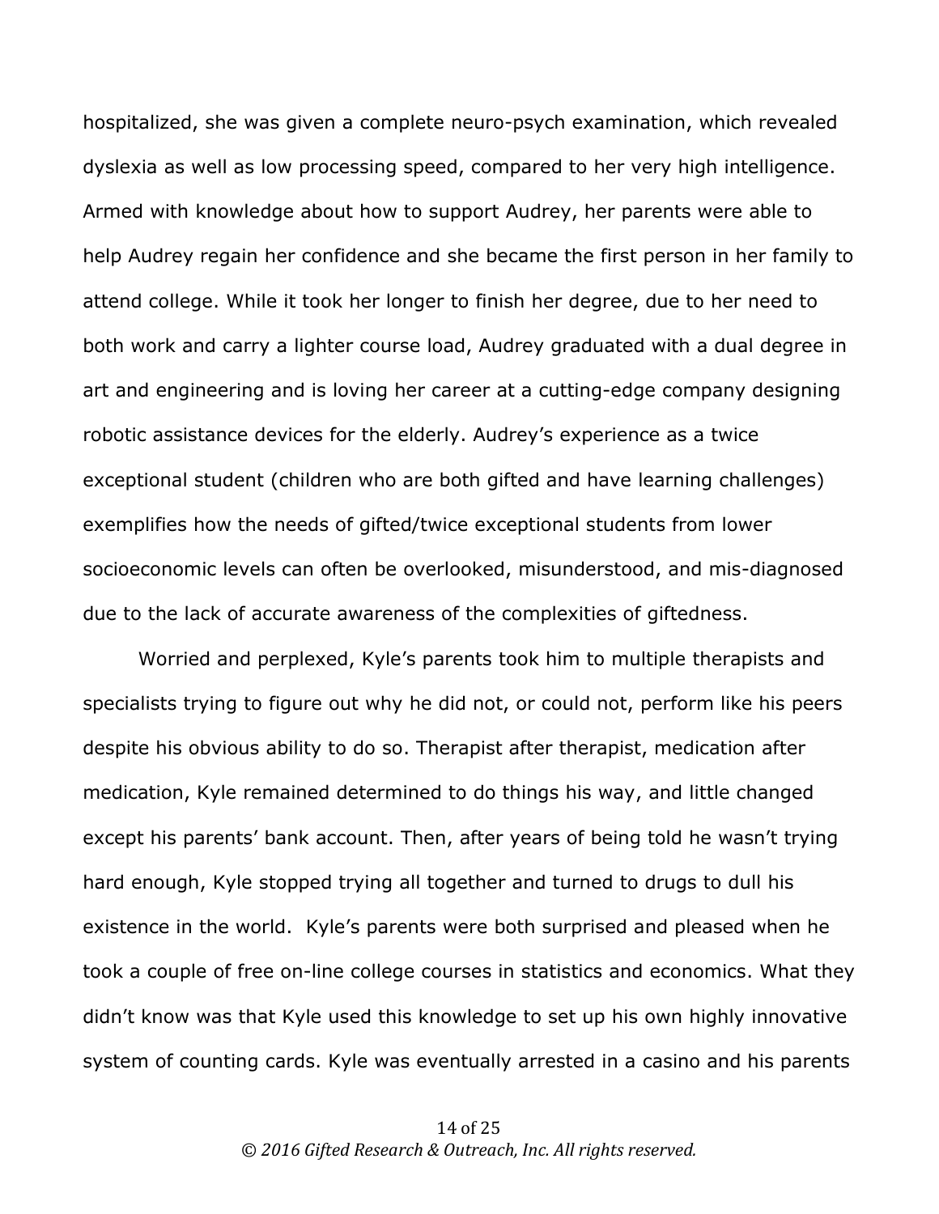hospitalized, she was given a complete neuro-psych examination, which revealed dyslexia as well as low processing speed, compared to her very high intelligence. Armed with knowledge about how to support Audrey, her parents were able to help Audrey regain her confidence and she became the first person in her family to attend college. While it took her longer to finish her degree, due to her need to both work and carry a lighter course load, Audrey graduated with a dual degree in art and engineering and is loving her career at a cutting-edge company designing robotic assistance devices for the elderly. Audrey's experience as a twice exceptional student (children who are both gifted and have learning challenges) exemplifies how the needs of gifted/twice exceptional students from lower socioeconomic levels can often be overlooked, misunderstood, and mis-diagnosed due to the lack of accurate awareness of the complexities of giftedness.

Worried and perplexed, Kyle's parents took him to multiple therapists and specialists trying to figure out why he did not, or could not, perform like his peers despite his obvious ability to do so. Therapist after therapist, medication after medication, Kyle remained determined to do things his way, and little changed except his parents' bank account. Then, after years of being told he wasn't trying hard enough, Kyle stopped trying all together and turned to drugs to dull his existence in the world. Kyle's parents were both surprised and pleased when he took a couple of free on-line college courses in statistics and economics. What they didn't know was that Kyle used this knowledge to set up his own highly innovative system of counting cards. Kyle was eventually arrested in a casino and his parents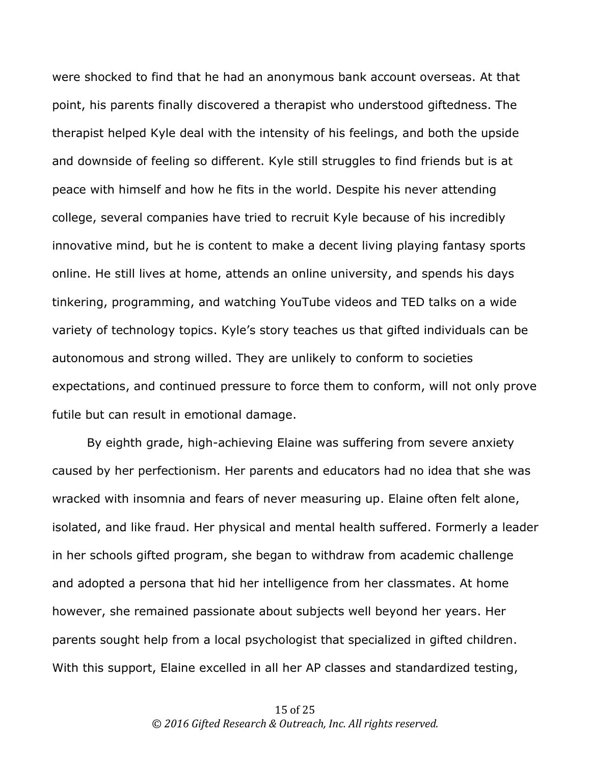were shocked to find that he had an anonymous bank account overseas. At that point, his parents finally discovered a therapist who understood giftedness. The therapist helped Kyle deal with the intensity of his feelings, and both the upside and downside of feeling so different. Kyle still struggles to find friends but is at peace with himself and how he fits in the world. Despite his never attending college, several companies have tried to recruit Kyle because of his incredibly innovative mind, but he is content to make a decent living playing fantasy sports online. He still lives at home, attends an online university, and spends his days tinkering, programming, and watching YouTube videos and TED talks on a wide variety of technology topics. Kyle's story teaches us that gifted individuals can be autonomous and strong willed. They are unlikely to conform to societies expectations, and continued pressure to force them to conform, will not only prove futile but can result in emotional damage.

By eighth grade, high-achieving Elaine was suffering from severe anxiety caused by her perfectionism. Her parents and educators had no idea that she was wracked with insomnia and fears of never measuring up. Elaine often felt alone, isolated, and like fraud. Her physical and mental health suffered. Formerly a leader in her schools gifted program, she began to withdraw from academic challenge and adopted a persona that hid her intelligence from her classmates. At home however, she remained passionate about subjects well beyond her years. Her parents sought help from a local psychologist that specialized in gifted children. With this support, Elaine excelled in all her AP classes and standardized testing,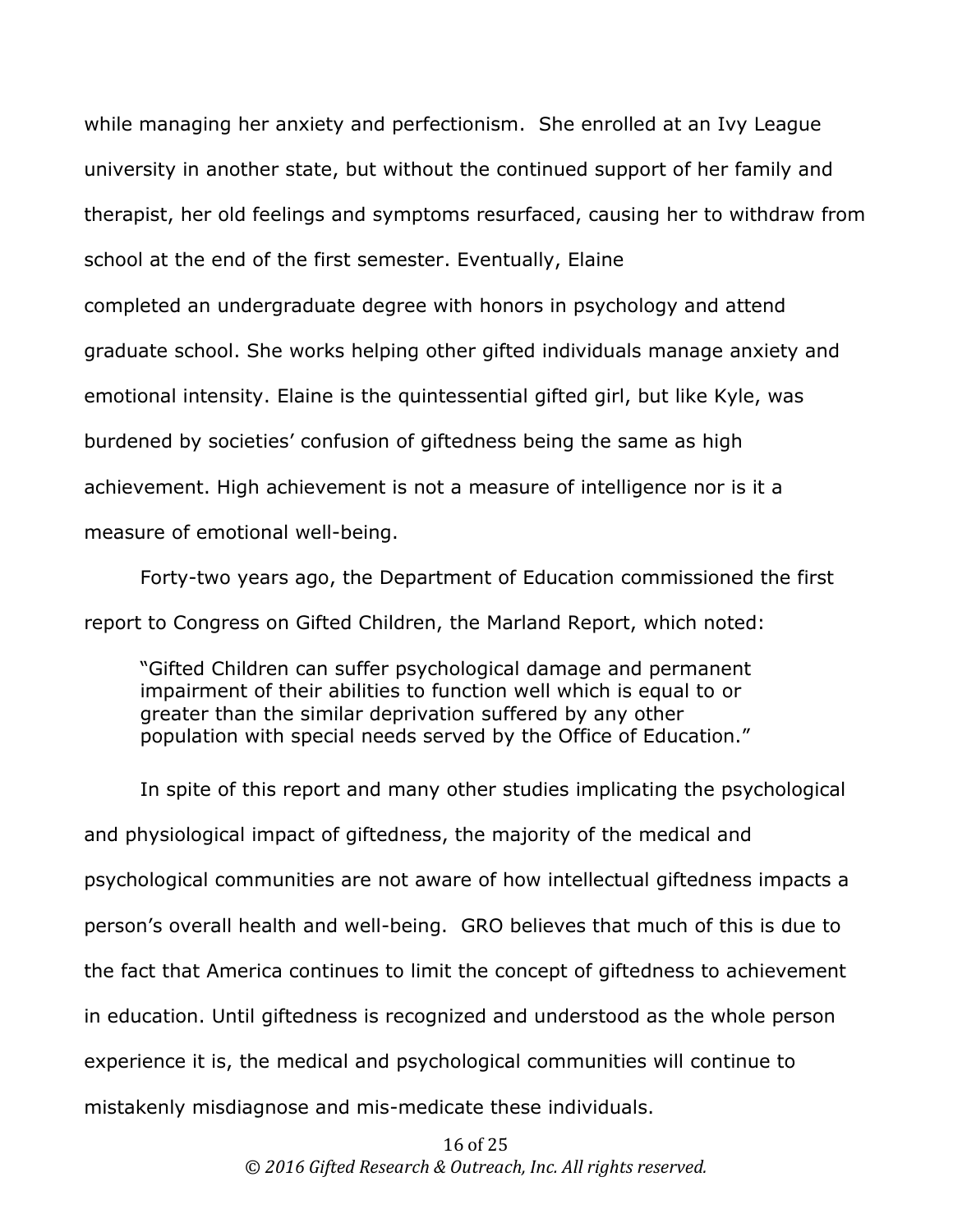while managing her anxiety and perfectionism. She enrolled at an Ivy League university in another state, but without the continued support of her family and therapist, her old feelings and symptoms resurfaced, causing her to withdraw from school at the end of the first semester. Eventually, Elaine completed an undergraduate degree with honors in psychology and attend graduate school. She works helping other gifted individuals manage anxiety and emotional intensity. Elaine is the quintessential gifted girl, but like Kyle, was burdened by societies' confusion of giftedness being the same as high achievement. High achievement is not a measure of intelligence nor is it a measure of emotional well-being.

Forty-two years ago, the Department of Education commissioned the first report to Congress on Gifted Children, the Marland Report, which noted:

> "Gifted Children can suffer psychological damage and permanent impairment of their abilities to function well which is equal to or greater than the similar deprivation suffered by any other population with special needs served by the Office of Education."

In spite of this report and many other studies implicating the psychological and physiological impact of giftedness, the majority of the medical and psychological communities are not aware of how intellectual giftedness impacts a person's overall health and well-being. GRO believes that much of this is due to the fact that America continues to limit the concept of giftedness to achievement in education. Until giftedness is recognized and understood as the whole person experience it is, the medical and psychological communities will continue to mistakenly misdiagnose and mis-medicate these individuals.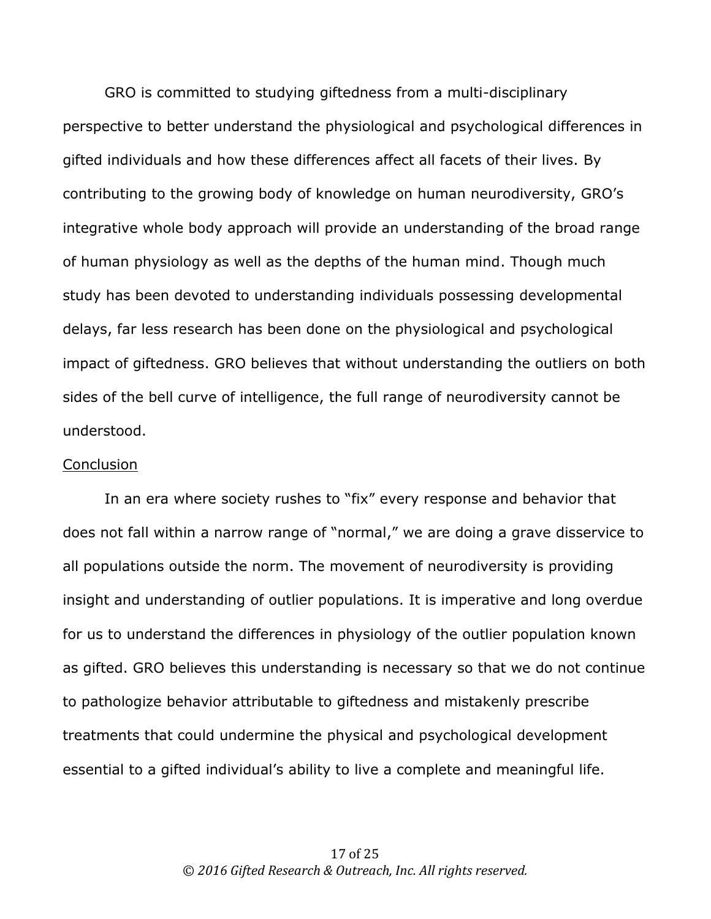GRO is committed to studying giftedness from a multi-disciplinary perspective to better understand the physiological and psychological differences in gifted individuals and how these differences affect all facets of their lives. By contributing to the growing body of knowledge on human neurodiversity, GRO's integrative whole body approach will provide an understanding of the broad range of human physiology as well as the depths of the human mind. Though much study has been devoted to understanding individuals possessing developmental delays, far less research has been done on the physiological and psychological impact of giftedness. GRO believes that without understanding the outliers on both sides of the bell curve of intelligence, the full range of neurodiversity cannot be understood.

## Conclusion

In an era where society rushes to "fix" every response and behavior that does not fall within a narrow range of "normal," we are doing a grave disservice to all populations outside the norm. The movement of neurodiversity is providing insight and understanding of outlier populations. It is imperative and long overdue for us to understand the differences in physiology of the outlier population known as gifted. GRO believes this understanding is necessary so that we do not continue to pathologize behavior attributable to giftedness and mistakenly prescribe treatments that could undermine the physical and psychological development essential to a gifted individual's ability to live a complete and meaningful life.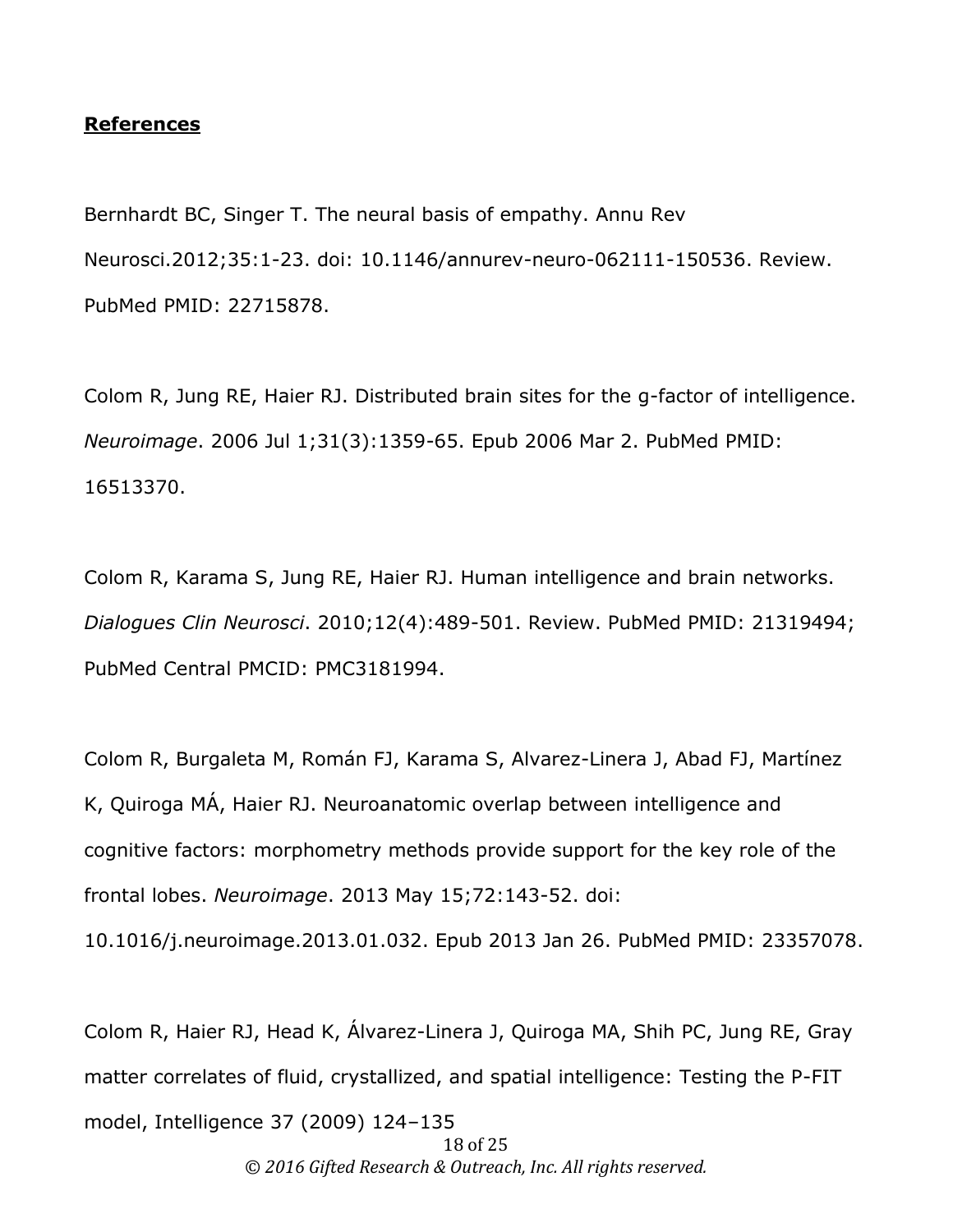## **References**

Bernhardt BC, Singer T. The neural basis of empathy. Annu Rev Neurosci.2012;35:1-23. doi: 10.1146/annurev-neuro-062111-150536. Review. PubMed PMID: 22715878.

Colom R, Jung RE, Haier RJ. Distributed brain sites for the g-factor of intelligence. *Neuroimage*. 2006 Jul 1;31(3):1359-65. Epub 2006 Mar 2. PubMed PMID: 16513370.

Colom R, Karama S, Jung RE, Haier RJ. Human intelligence and brain networks. *Dialogues Clin Neurosci*. 2010;12(4):489-501. Review. PubMed PMID: 21319494; PubMed Central PMCID: PMC3181994.

Colom R, Burgaleta M, Román FJ, Karama S, Alvarez-Linera J, Abad FJ, Martínez K, Quiroga MÁ, Haier RJ. Neuroanatomic overlap between intelligence and cognitive factors: morphometry methods provide support for the key role of the frontal lobes. *Neuroimage*. 2013 May 15;72:143-52. doi: 10.1016/j.neuroimage.2013.01.032. Epub 2013 Jan 26. PubMed PMID: 23357078.

Colom R, Haier RJ, Head K, Álvarez-Linera J, Quiroga MA, Shih PC, Jung RE, Gray matter correlates of fluid, crystallized, and spatial intelligence: Testing the P-FIT model, Intelligence 37 (2009) 124–135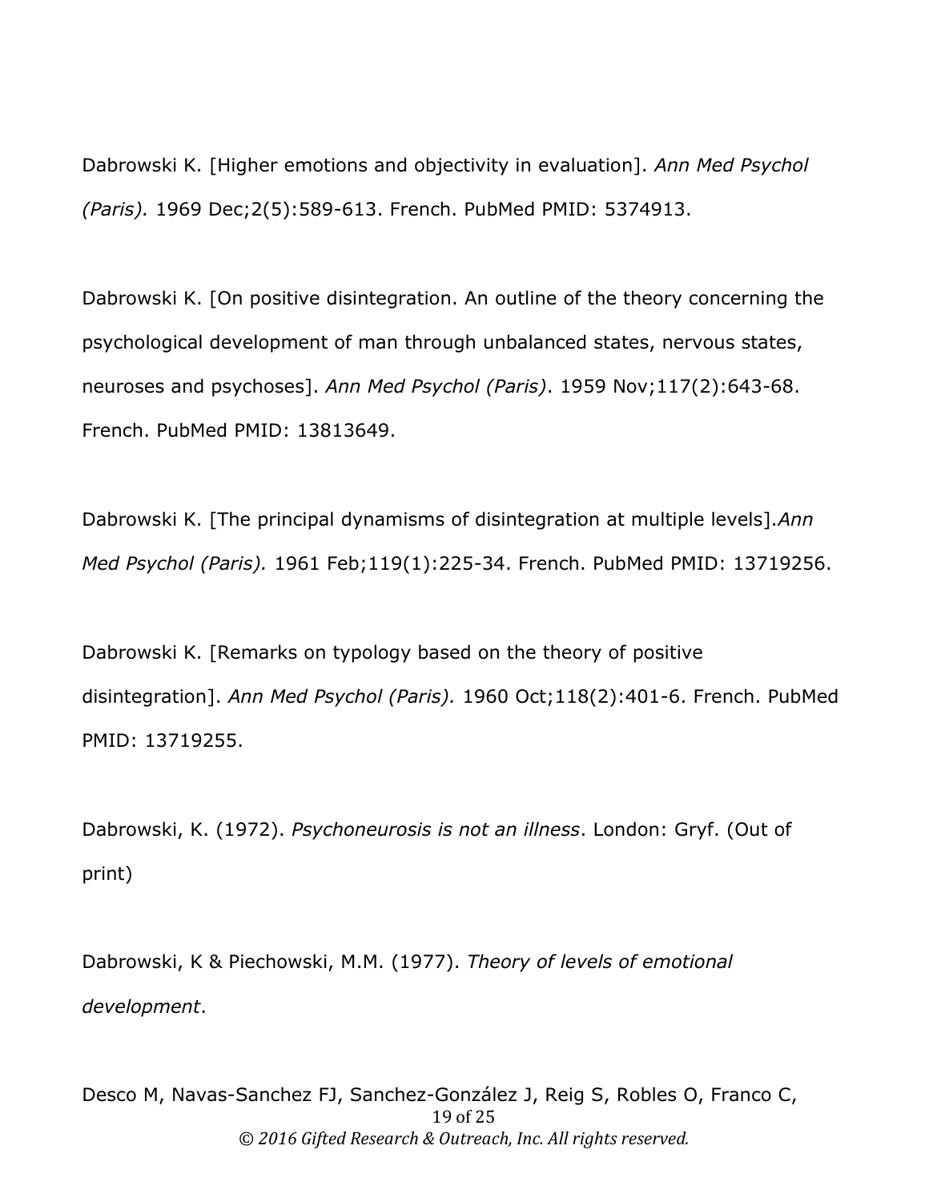Dabrowski K. [Higher emotions and objectivity in evaluation]. *Ann Med Psychol (Paris).* 1969 Dec;2(5):589-613. French. PubMed PMID: 5374913.

Dabrowski K. [On positive disintegration. An outline of the theory concerning the psychological development of man through unbalanced states, nervous states, neuroses and psychoses]. *Ann Med Psychol (Paris)*. 1959 Nov;117(2):643-68. French. PubMed PMID: 13813649.

Dabrowski K. [The principal dynamisms of disintegration at multiple levels].*Ann Med Psychol (Paris).* 1961 Feb;119(1):225-34. French. PubMed PMID: 13719256.

Dabrowski K. [Remarks on typology based on the theory of positive disintegration]. *Ann Med Psychol (Paris).* 1960 Oct;118(2):401-6. French. PubMed PMID: 13719255.

Dabrowski, K. (1972). *Psychoneurosis is not an illness*. London: Gryf. (Out of print)

Dabrowski, K & Piechowski, M.M. (1977). *Theory of levels of emotional development*.

Desco M, Navas-Sanchez FJ, Sanchez-González J, Reig S, Robles O, Franco C,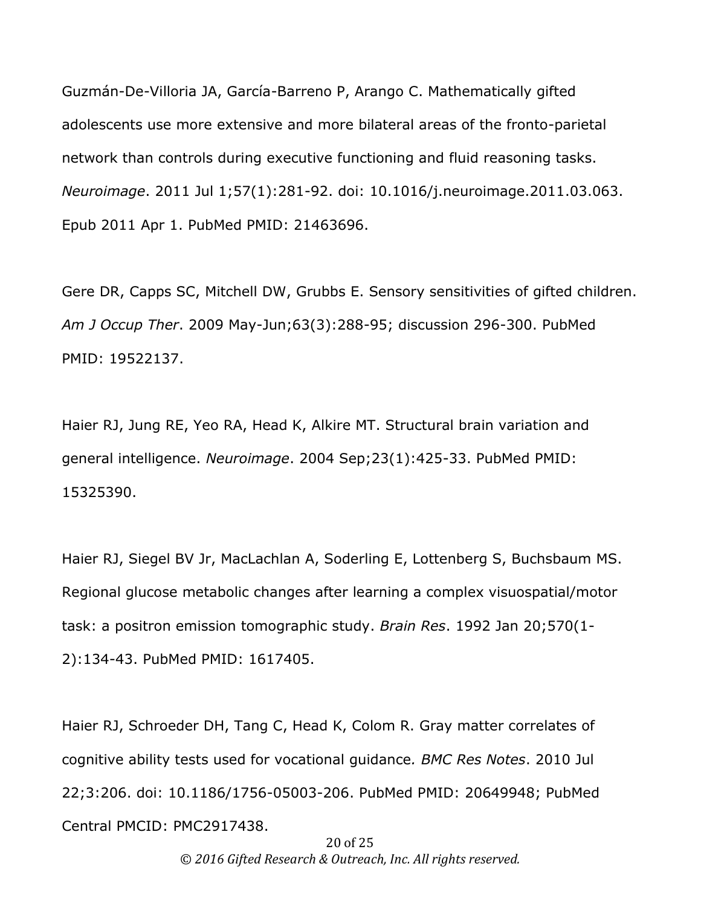Guzmán-De-Villoria JA, García-Barreno P, Arango C. Mathematically gifted adolescents use more extensive and more bilateral areas of the fronto-parietal network than controls during executive functioning and fluid reasoning tasks. *Neuroimage*. 2011 Jul 1;57(1):281-92. doi: 10.1016/j.neuroimage.2011.03.063. Epub 2011 Apr 1. PubMed PMID: 21463696.

Gere DR, Capps SC, Mitchell DW, Grubbs E. Sensory sensitivities of gifted children. *Am J Occup Ther*. 2009 May-Jun;63(3):288-95; discussion 296-300. PubMed PMID: 19522137.

Haier RJ, Jung RE, Yeo RA, Head K, Alkire MT. Structural brain variation and general intelligence. *Neuroimage*. 2004 Sep;23(1):425-33. PubMed PMID: 15325390.

Haier RJ, Siegel BV Jr, MacLachlan A, Soderling E, Lottenberg S, Buchsbaum MS. Regional glucose metabolic changes after learning a complex visuospatial/motor task: a positron emission tomographic study. *Brain Res*. 1992 Jan 20;570(1-2):134-43. PubMed PMID: 1617405.

Haier RJ, Schroeder DH, Tang C, Head K, Colom R. Gray matter correlates of cognitive ability tests used for vocational guidance. *BMC Res Notes*. 2010 Jul 22;3:206. doi: 10.1186/1756-05003-206. PubMed PMID: 20649948; PubMed Central PMCID: PMC2917438.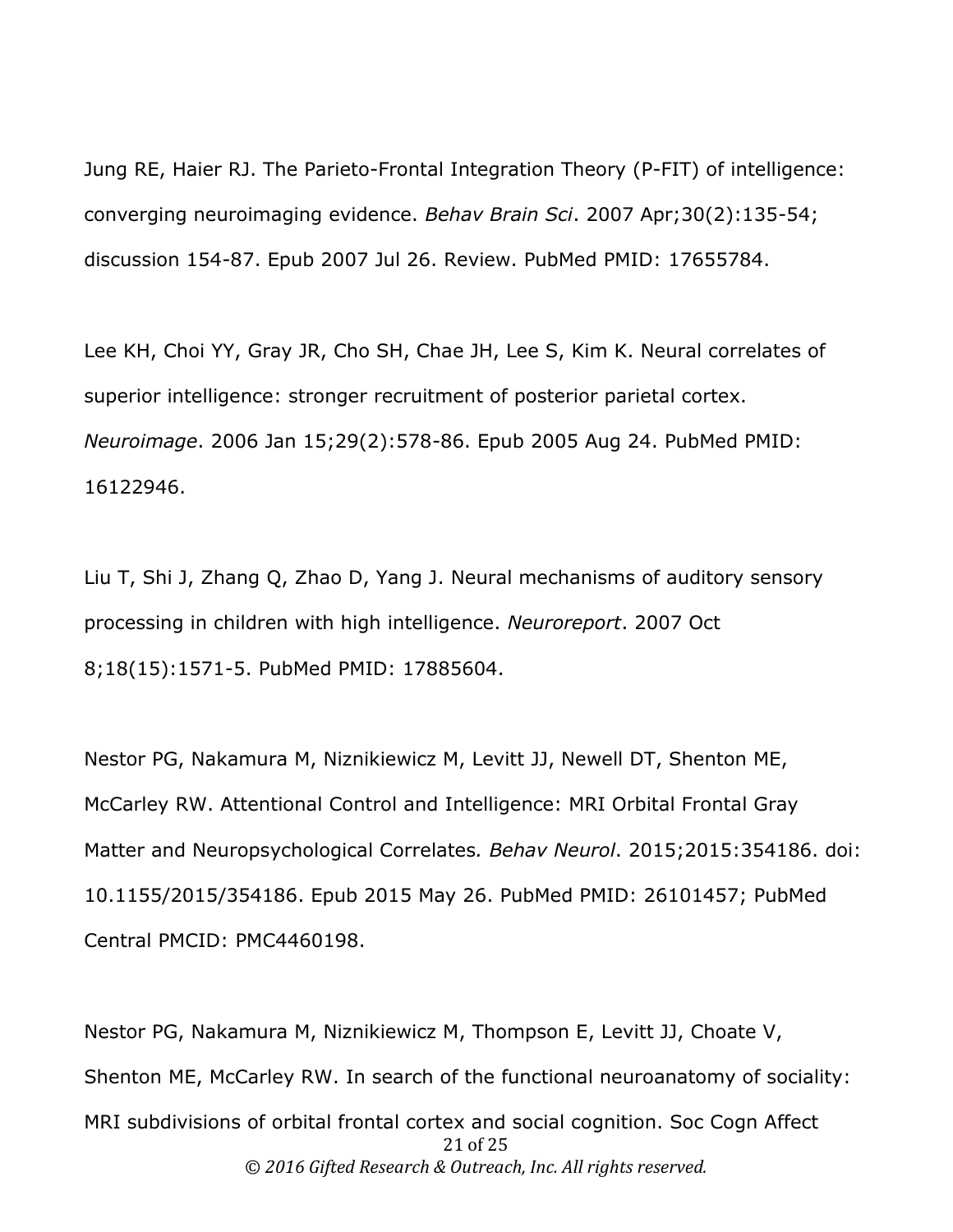Jung RE, Haier RJ. The Parieto-Frontal Integration Theory (P-FIT) of intelligence: converging neuroimaging evidence. *Behav Brain Sci*. 2007 Apr;30(2):135-54; discussion 154-87. Epub 2007 Jul 26. Review. PubMed PMID: 17655784.

Lee KH, Choi YY, Gray JR, Cho SH, Chae JH, Lee S, Kim K. Neural correlates of superior intelligence: stronger recruitment of posterior parietal cortex. *Neuroimage*. 2006 Jan 15;29(2):578-86. Epub 2005 Aug 24. PubMed PMID: 16122946.

Liu T, Shi J, Zhang Q, Zhao D, Yang J. Neural mechanisms of auditory sensory processing in children with high intelligence. *Neuroreport*. 2007 Oct 8;18(15):1571-5. PubMed PMID: 17885604.

Nestor PG, Nakamura M, Niznikiewicz M, Levitt JJ, Newell DT, Shenton ME, McCarley RW. Attentional Control and Intelligence: MRI Orbital Frontal Gray Matter and Neuropsychological Correlates*.* *Behav Neurol*. 2015;2015:354186. doi: 10.1155/2015/354186. Epub 2015 May 26. PubMed PMID: 26101457; PubMed Central PMCID: PMC4460198.

Nestor PG, Nakamura M, Niznikiewicz M, Thompson E, Levitt JJ, Choate V, Shenton ME, McCarley RW. In search of the functional neuroanatomy of sociality: MRI subdivisions of orbital frontal cortex and social cognition. Soc Cogn Affect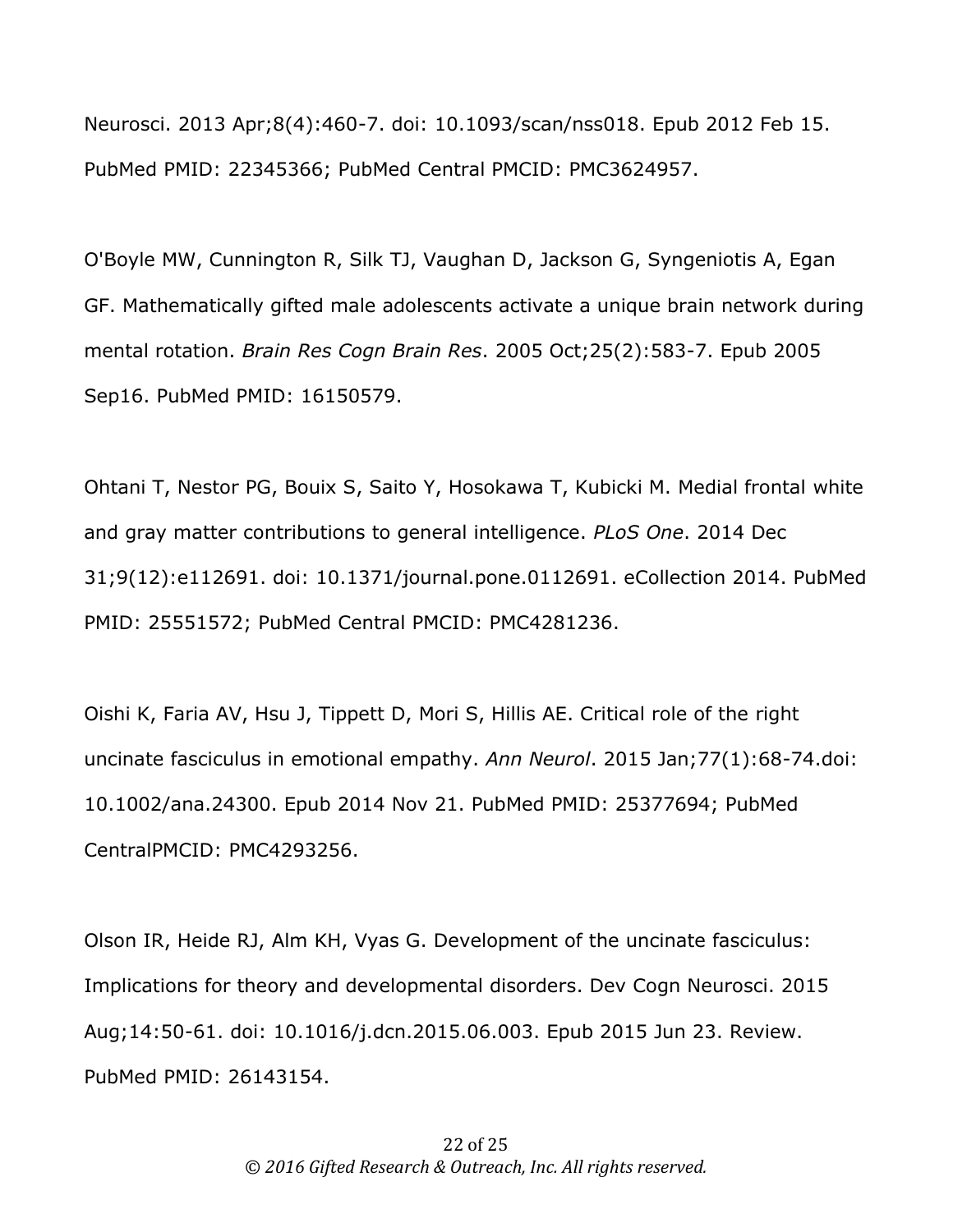Neurosci. 2013 Apr;8(4):460-7. doi: 10.1093/scan/nss018. Epub 2012 Feb 15. PubMed PMID: 22345366; PubMed Central PMCID: PMC3624957.

O'Boyle MW, Cunnington R, Silk TJ, Vaughan D, Jackson G, Syngeniotis A, Egan GF. Mathematically gifted male adolescents activate a unique brain network during mental rotation. *Brain Res Cogn Brain Res*. 2005 Oct;25(2):583-7. Epub 2005 Sep16. PubMed PMID: 16150579.

Ohtani T, Nestor PG, Bouix S, Saito Y, Hosokawa T, Kubicki M. Medial frontal white and gray matter contributions to general intelligence. *PLoS One*. 2014 Dec 31;9(12):e112691. doi: 10.1371/journal.pone.0112691. eCollection 2014. PubMed PMID: 25551572; PubMed Central PMCID: PMC4281236.

Oishi K, Faria AV, Hsu J, Tippett D, Mori S, Hillis AE. Critical role of the right uncinate fasciculus in emotional empathy. *Ann Neurol*. 2015 Jan;77(1):68-74.doi: 10.1002/ana.24300. Epub 2014 Nov 21. PubMed PMID: 25377694; PubMed CentralPMCID: PMC4293256.

Olson IR, Heide RJ, Alm KH, Vyas G. Development of the uncinate fasciculus: Implications for theory and developmental disorders. Dev Cogn Neurosci. 2015 Aug;14:50-61. doi: 10.1016/j.dcn.2015.06.003. Epub 2015 Jun 23. Review. PubMed PMID: 26143154.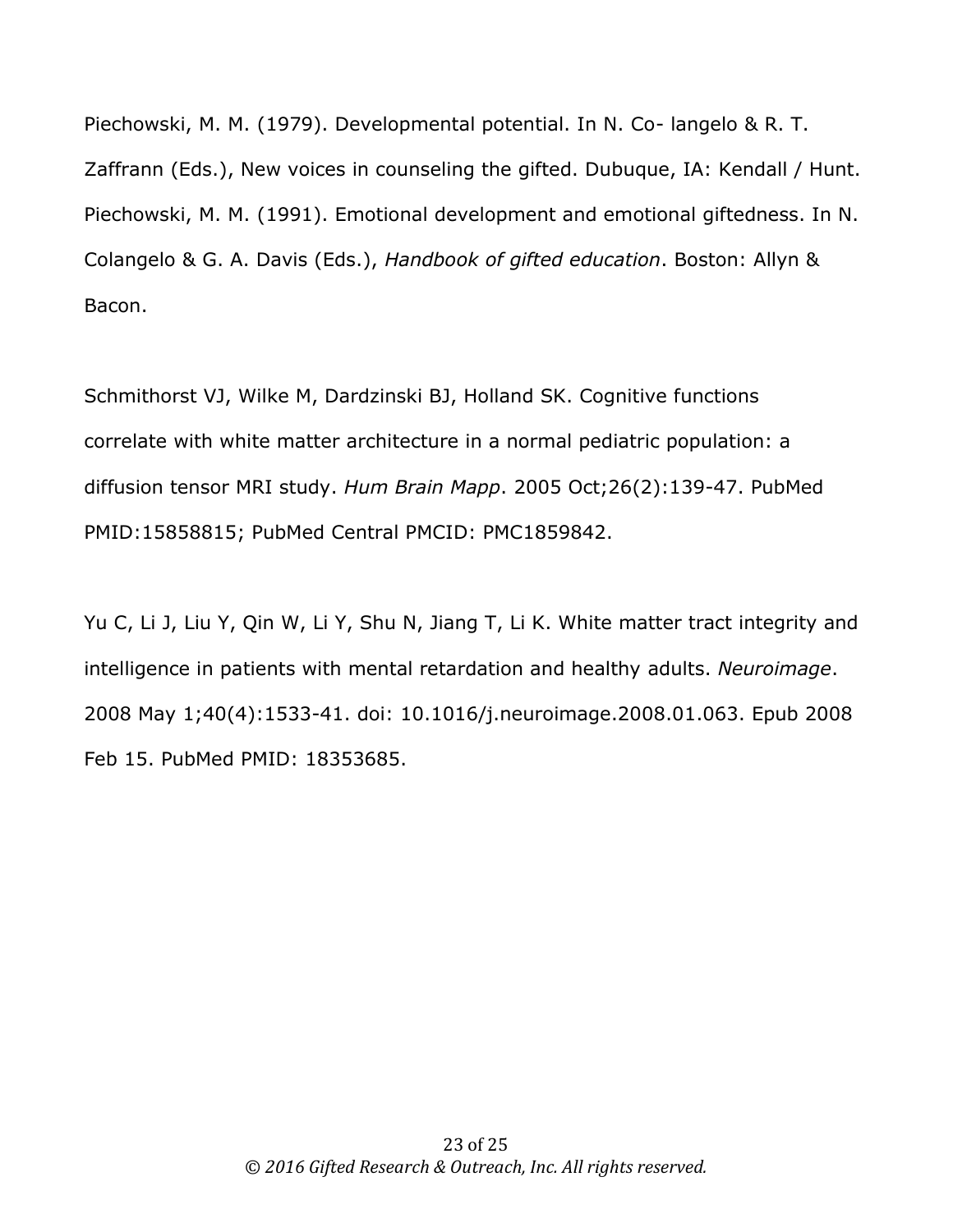Piechowski, M. M. (1979). Developmental potential. In N. Co- langelo & R. T. Zaffrann (Eds.), New voices in counseling the gifted. Dubuque, IA: Kendall / Hunt.

Piechowski, M. M. (1991). Emotional development and emotional giftedness. In N. Colangelo & G. A. Davis (Eds.), *Handbook of gifted education*. Boston: Allyn & Bacon.

Schmithorst VJ, Wilke M, Dardzinski BJ, Holland SK. Cognitive functions correlate with white matter architecture in a normal pediatric population: a diffusion tensor MRI study. *Hum Brain Mapp*. 2005 Oct;26(2):139-47. PubMed PMID:15858815; PubMed Central PMCID: PMC1859842.

Yu C, Li J, Liu Y, Qin W, Li Y, Shu N, Jiang T, Li K. White matter tract integrity and intelligence in patients with mental retardation and healthy adults. *Neuroimage*. 2008 May 1;40(4):1533-41. doi: 10.1016/j.neuroimage.2008.01.063. Epub 2008 Feb 15. PubMed PMID: 18353685.